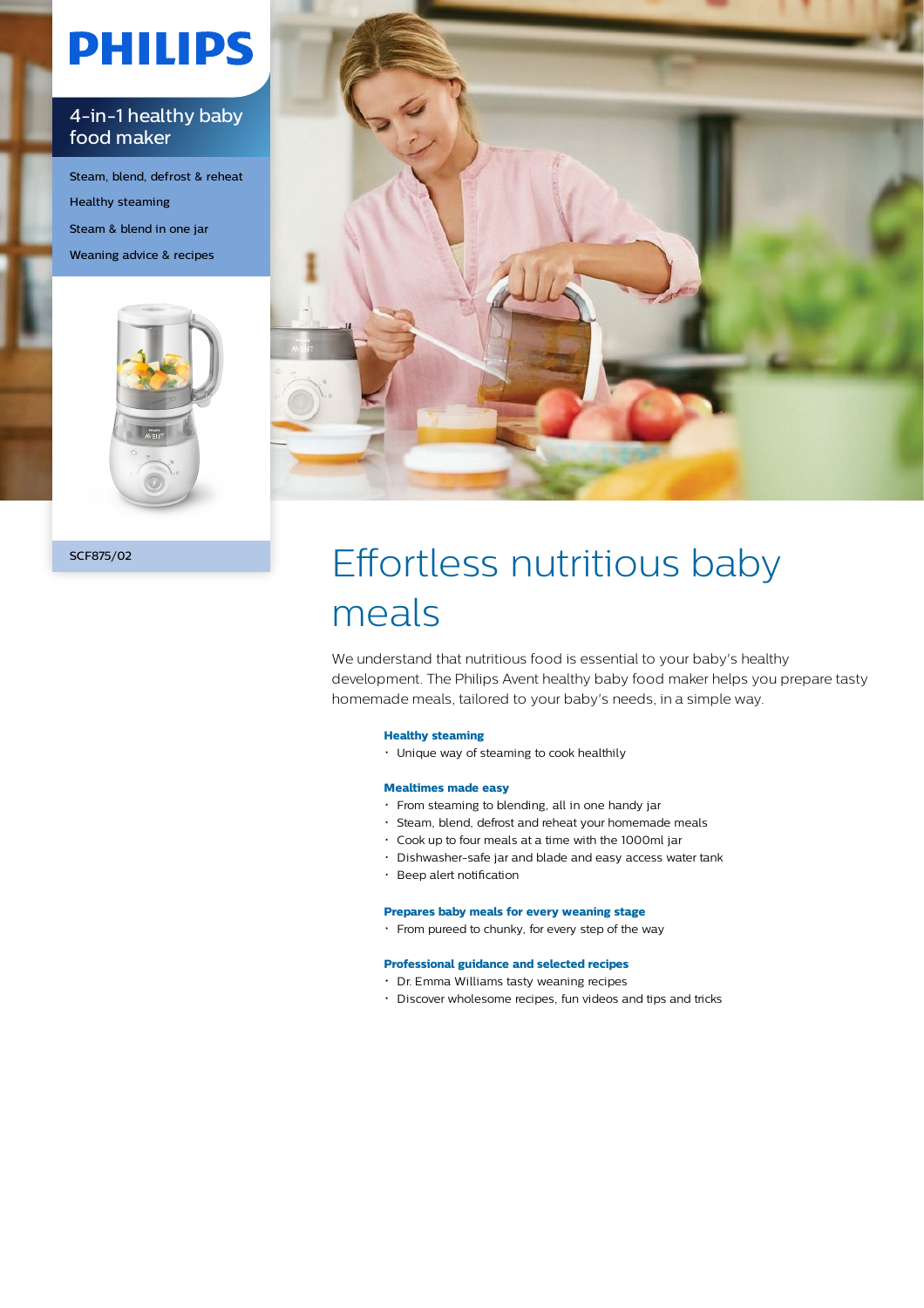# PHILIPS

## 4-in-1 healthy baby food maker

- Steam, blend, defrost & reheat
- Healthy steaming
- Steam & blend in one jar
- Weaning advice & recipes

SCF875/02

# Effortless nutritious baby meals

We understand that nutritious food is essential to your baby's healthy development. The Philips Avent healthy baby food maker helps you prepare tasty homemade meals, tailored to your baby's needs, in a simple way.

**Healthy steaming**

- Unique way of steaming to cook healthily

**Mealtimes made easy**

- From steaming to blending, all in one handy jar
- Steam, blend, defrost and reheat your homemade meals
- Cook up to four meals at a time with the 1000ml jar
- Dishwasher-safe jar and blade and easy access water tank
- Beep alert notification

**Prepares baby meals for every weaning stage**

- From pureed to chunky, for every step of the way

**Professional guidance and selected recipes**

- Dr. Emma Williams tasty weaning recipes
- Discover wholesome recipes, fun videos and tips and tricks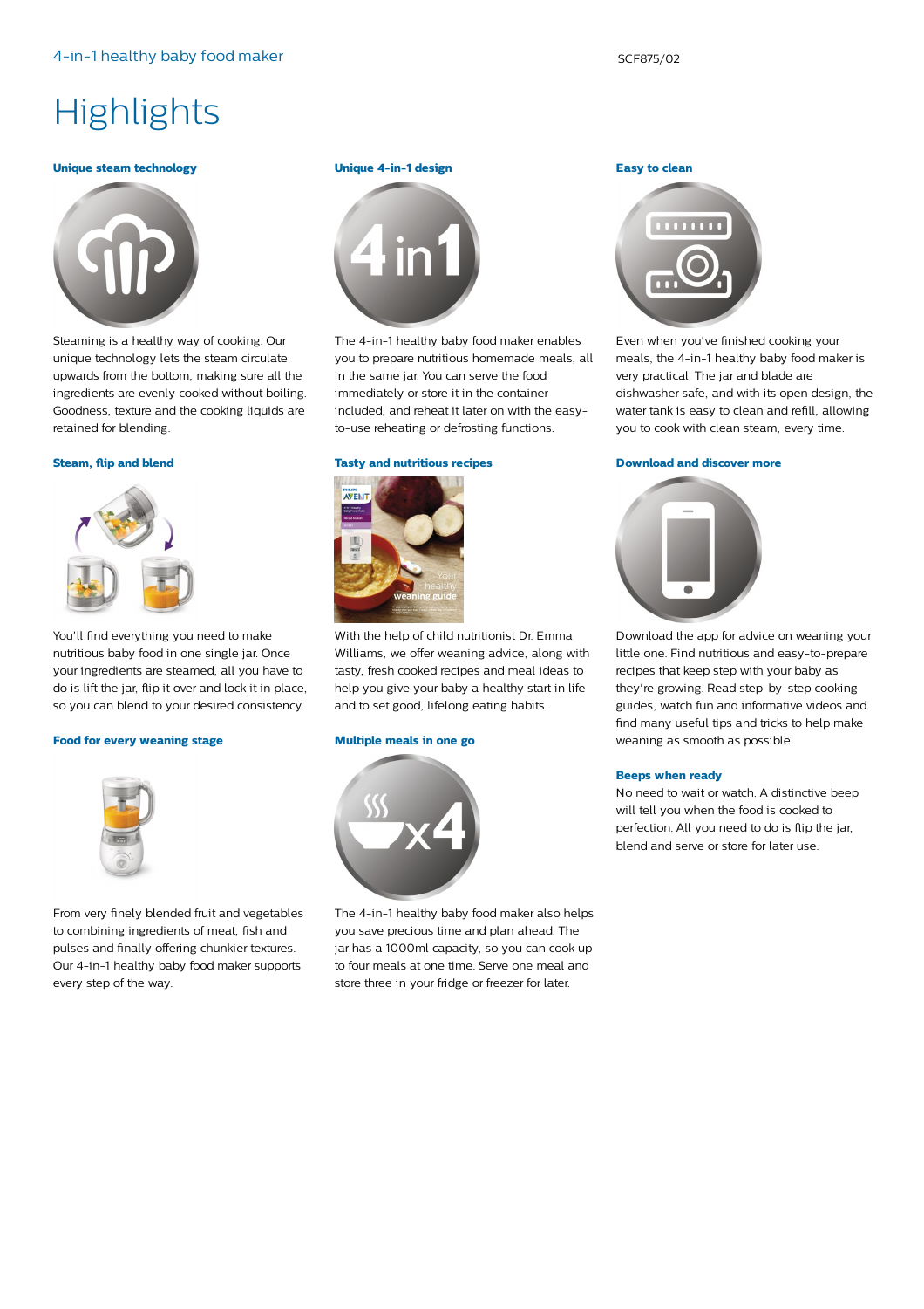# Highlights

### Unique steam technology

Steaming is a healthy way of cooking. Our unique technology lets the steam circulate upwards from the bottom, making sure all the ingredients are evenly cooked without boiling. Goodness, texture and the cooking liquids are retained for blending.

### Steam, flip and blend

You'll find everything you need to make nutritious baby food in one single jar. Once your ingredients are steamed, all you have to do is lift the jar, flip it over and lock it in place, so you can blend to your desired consistency.

### Food for every weaning stage

From very finely blended fruit and vegetables to combining ingredients of meat, fish and pulses and finally offering chunkier textures. Our 4-in-1 healthy baby food maker supports every step of the way.

### Unique 4-in-1 design

The 4-in-1 healthy baby food maker enables you to prepare nutritious homemade meals, all in the same jar. You can serve the food immediately or store it in the container included, and reheat it later on with the easy-to-use reheating or defrosting functions.

### Tasty and nutritious recipes

With the help of child nutritionist Dr. Emma Williams, we offer weaning advice, along with tasty, fresh cooked recipes and meal ideas to help you give your baby a healthy start in life and to set good, lifelong eating habits.

### Multiple meals in one go

The 4-in-1 healthy baby food maker also helps you save precious time and plan ahead. The jar has a 1000ml capacity, so you can cook up to four meals at one time. Serve one meal and store three in your fridge or freezer for later.

### Easy to clean

Even when you've finished cooking your meals, the 4-in-1 healthy baby food maker is very practical. The jar and blade are dishwasher safe, and with its open design, the water tank is easy to clean and refill, allowing you to cook with clean steam, every time.

### Download and discover more

Download the app for advice on weaning your little one. Find nutritious and easy-to-prepare recipes that keep step with your baby as they're growing. Read step-by-step cooking guides, watch fun and informative videos and find many useful tips and tricks to help make weaning as smooth as possible.

### Beeps when ready

No need to wait or watch. A distinctive beep will tell you when the food is cooked to perfection. All you need to do is flip the jar, blend and serve or store for later use.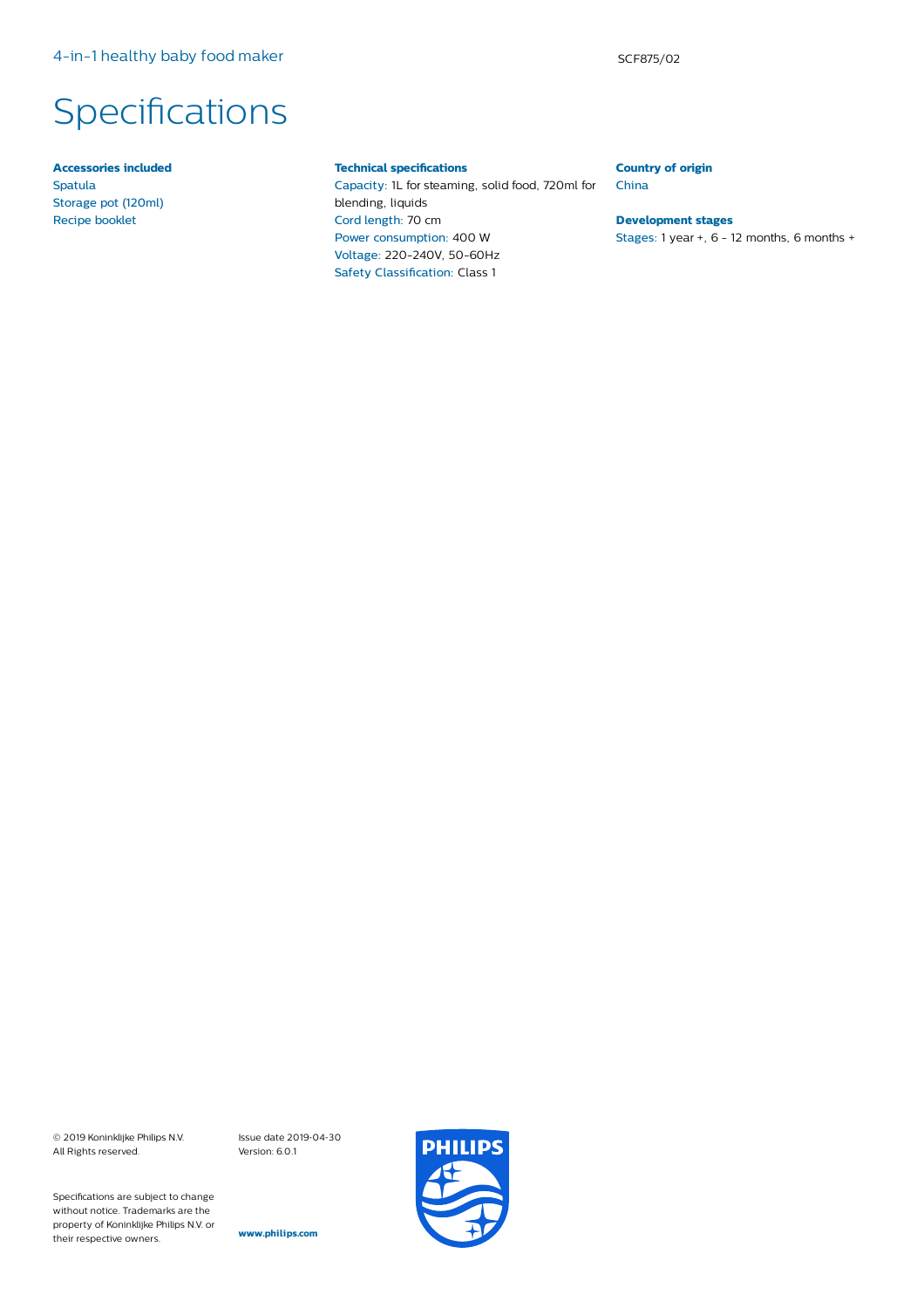4-in-1 healthy baby food maker

SCF875/02

# Specifications

### Accessories included

- Spatula
- Storage pot (120ml)
- Recipe booklet

### Technical specifications

- Capacity: 1L for steaming, solid food, 720ml for blending, liquids
- Cord length: 70 cm
- Power consumption: 400 W
- Voltage: 220-240V, 50-60Hz
- Safety Classification: Class 1

### Country of origin

- China

### Development stages

- Stages: 1 year +, 6 - 12 months, 6 months +

© 2019 Koninklijke Philips N.V.
All Rights reserved.

Specifications are subject to change without notice. Trademarks are the property of Koninklijke Philips N.V. or their respective owners.

Issue date 2019-04-30
Version: 6.0.1

www.philips.com

PHILIPS